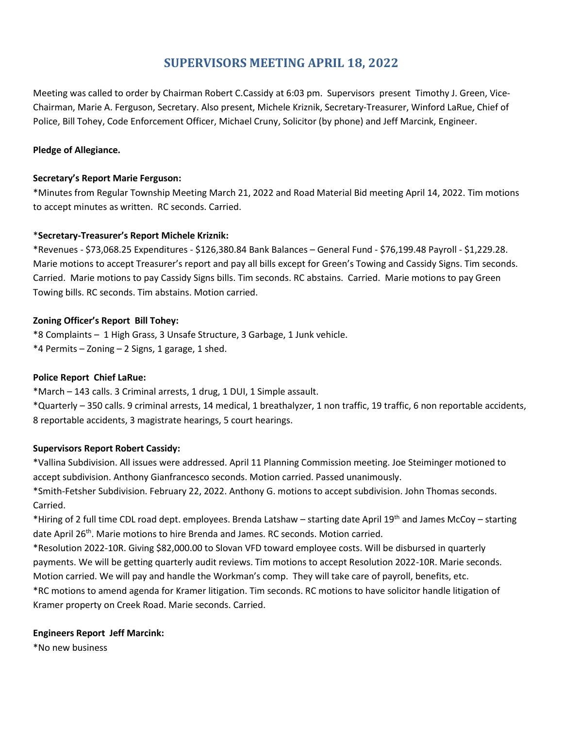# SUPERVISORS MEETING APRIL 18, 2022

Meeting was called to order by Chairman Robert C.Cassidy at 6:03 pm. Supervisors present Timothy J. Green, Vice-Chairman, Marie A. Ferguson, Secretary. Also present, Michele Kriznik, Secretary-Treasurer, Winford LaRue, Chief of Police, Bill Tohey, Code Enforcement Officer, Michael Cruny, Solicitor (by phone) and Jeff Marcink, Engineer.

**Pledge of Allegiance.**

**Secretary's Report Marie Ferguson:**

*Minutes from Regular Township Meeting March 21, 2022 and Road Material Bid meeting April 14, 2022. Tim motions to accept minutes as written. RC seconds. Carried.

***Secretary-Treasurer's Report Michele Kriznik:**

*Revenues - $73,068.25 Expenditures - $126,380.84 Bank Balances – General Fund - $76,199.48 Payroll - $1,229.28. Marie motions to accept Treasurer's report and pay all bills except for Green's Towing and Cassidy Signs. Tim seconds. Carried. Marie motions to pay Cassidy Signs bills. Tim seconds. RC abstains. Carried. Marie motions to pay Green Towing bills. RC seconds. Tim abstains. Motion carried.

**Zoning Officer's Report Bill Tohey:**

*8 Complaints – 1 High Grass, 3 Unsafe Structure, 3 Garbage, 1 Junk vehicle.
*4 Permits – Zoning – 2 Signs, 1 garage, 1 shed.

**Police Report Chief LaRue:**

*March – 143 calls. 3 Criminal arrests, 1 drug, 1 DUI, 1 Simple assault.
*Quarterly – 350 calls. 9 criminal arrests, 14 medical, 1 breathalyzer, 1 non traffic, 19 traffic, 6 non reportable accidents, 8 reportable accidents, 3 magistrate hearings, 5 court hearings.

**Supervisors Report Robert Cassidy:**

*Vallina Subdivision. All issues were addressed. April 11 Planning Commission meeting. Joe Steiminger motioned to accept subdivision. Anthony Gianfrancesco seconds. Motion carried. Passed unanimously.
*Smith-Fetsher Subdivision. February 22, 2022. Anthony G. motions to accept subdivision. John Thomas seconds. Carried.
*Hiring of 2 full time CDL road dept. employees. Brenda Latshaw – starting date April 19th and James McCoy – starting date April 26th. Marie motions to hire Brenda and James. RC seconds. Motion carried.
*Resolution 2022-10R. Giving $82,000.00 to Slovan VFD toward employee costs. Will be disbursed in quarterly payments. We will be getting quarterly audit reviews. Tim motions to accept Resolution 2022-10R. Marie seconds. Motion carried. We will pay and handle the Workman's comp. They will take care of payroll, benefits, etc.
*RC motions to amend agenda for Kramer litigation. Tim seconds. RC motions to have solicitor handle litigation of Kramer property on Creek Road. Marie seconds. Carried.

**Engineers Report Jeff Marcink:**

*No new business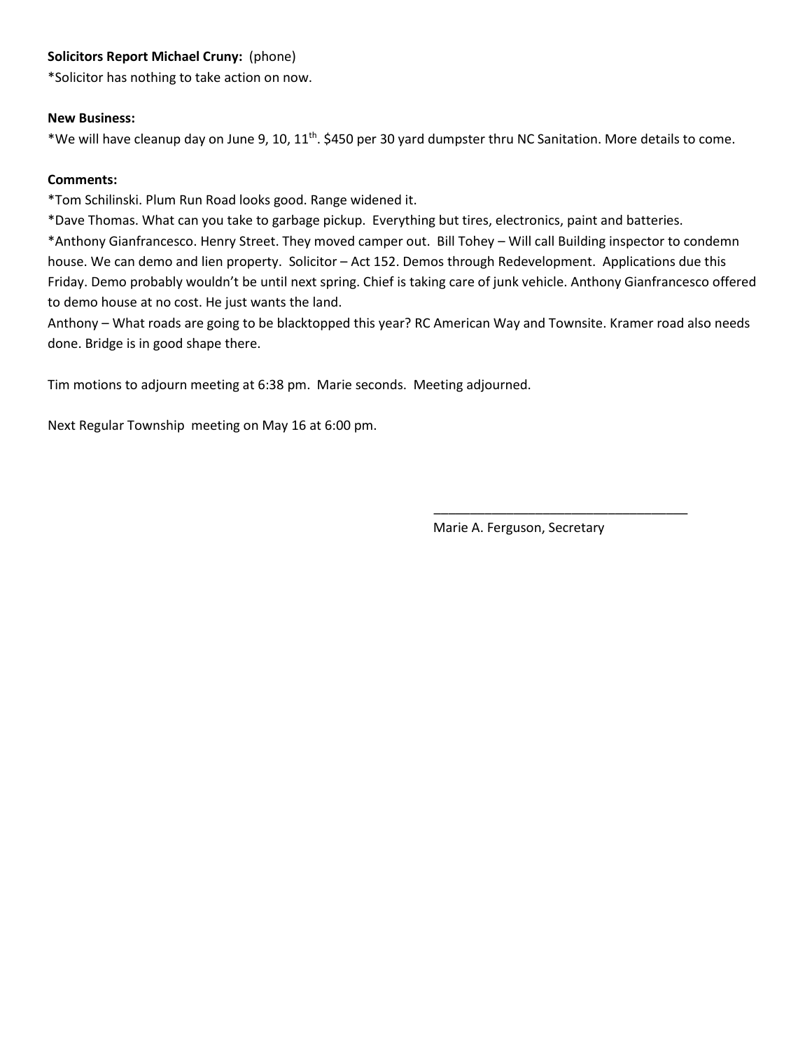**Solicitors Report Michael Cruny:** (phone)

*Solicitor has nothing to take action on now.

**New Business:**

*We will have cleanup day on June 9, 10, 11th. $450 per 30 yard dumpster thru NC Sanitation. More details to come.

**Comments:**

*Tom Schilinski. Plum Run Road looks good. Range widened it.

*Dave Thomas. What can you take to garbage pickup. Everything but tires, electronics, paint and batteries.

*Anthony Gianfrancesco. Henry Street. They moved camper out. Bill Tohey – Will call Building inspector to condemn house. We can demo and lien property. Solicitor – Act 152. Demos through Redevelopment. Applications due this Friday. Demo probably wouldn't be until next spring. Chief is taking care of junk vehicle. Anthony Gianfrancesco offered to demo house at no cost. He just wants the land.

Anthony – What roads are going to be blacktopped this year? RC American Way and Townsite. Kramer road also needs done. Bridge is in good shape there.

Tim motions to adjourn meeting at 6:38 pm. Marie seconds. Meeting adjourned.

Next Regular Township meeting on May 16 at 6:00 pm.

___________________________________

Marie A. Ferguson, Secretary